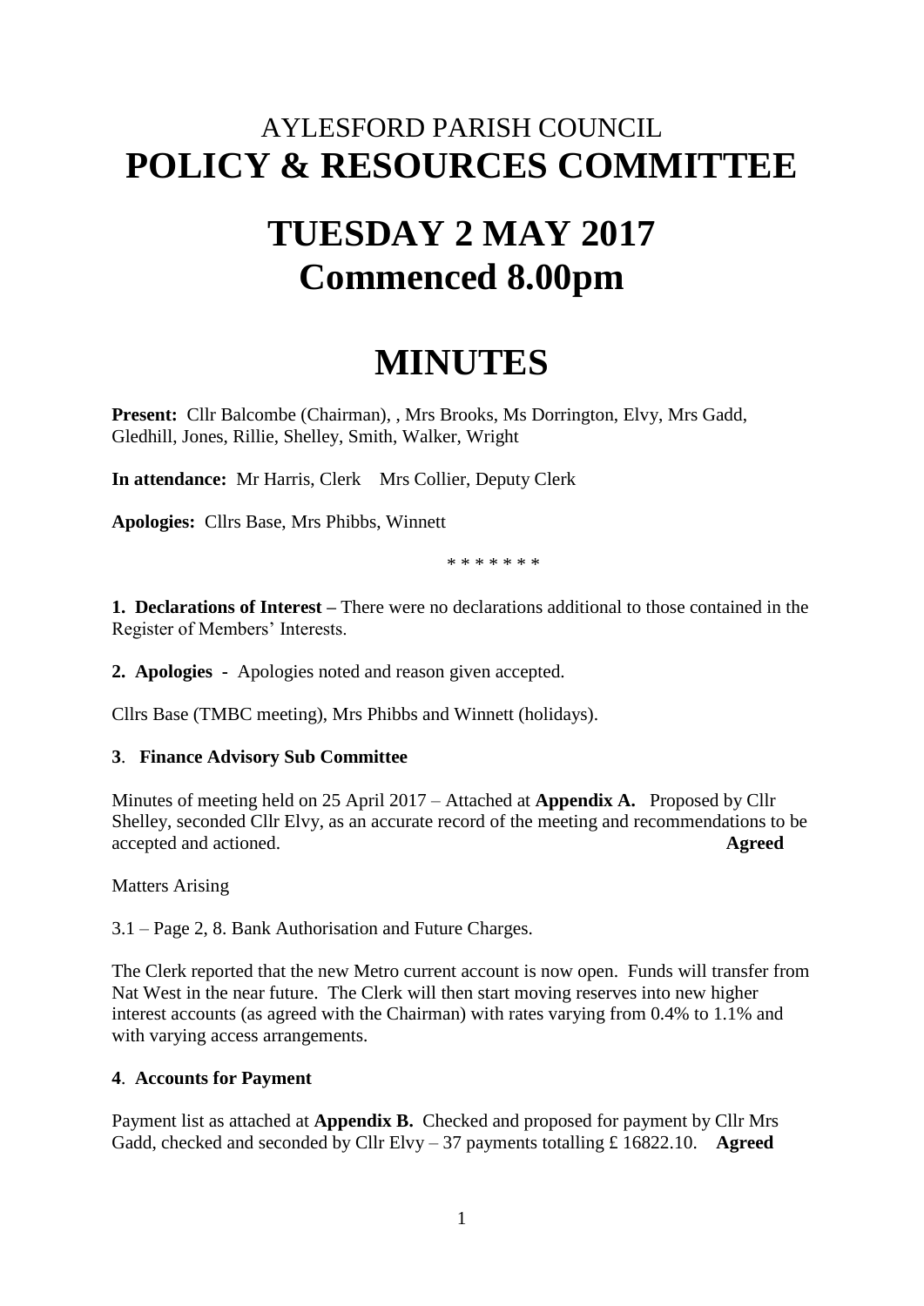# AYLESFORD PARISH COUNCIL
# POLICY & RESOURCES COMMITTEE

# TUESDAY 2 MAY 2017
# Commenced 8.00pm

# MINUTES

**Present:** Cllr Balcombe (Chairman), , Mrs Brooks, Ms Dorrington, Elvy, Mrs Gadd, Gledhill, Jones, Rillie, Shelley, Smith, Walker, Wright

**In attendance:** Mr Harris, Clerk Mrs Collier, Deputy Clerk

**Apologies:** Cllrs Base, Mrs Phibbs, Winnett

\* \* \* \* \* \* \*

**1. Declarations of Interest –** There were no declarations additional to those contained in the Register of Members' Interests.

**2. Apologies -** Apologies noted and reason given accepted.

Cllrs Base (TMBC meeting), Mrs Phibbs and Winnett (holidays).

**3. Finance Advisory Sub Committee**

Minutes of meeting held on 25 April 2017 – Attached at **Appendix A.** Proposed by Cllr Shelley, seconded Cllr Elvy, as an accurate record of the meeting and recommendations to be accepted and actioned. **Agreed**

Matters Arising

3.1 – Page 2, 8. Bank Authorisation and Future Charges.

The Clerk reported that the new Metro current account is now open. Funds will transfer from Nat West in the near future. The Clerk will then start moving reserves into new higher interest accounts (as agreed with the Chairman) with rates varying from 0.4% to 1.1% and with varying access arrangements.

**4. Accounts for Payment**

Payment list as attached at **Appendix B.** Checked and proposed for payment by Cllr Mrs Gadd, checked and seconded by Cllr Elvy – 37 payments totalling £ 16822.10. **Agreed**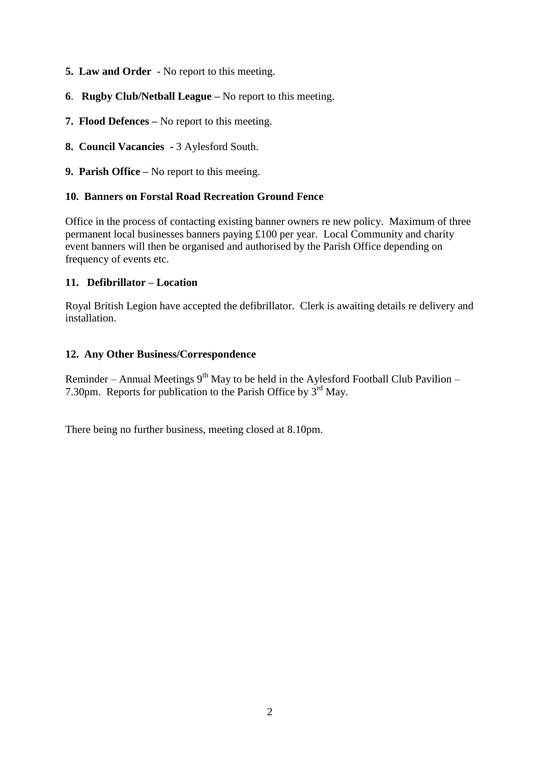**5. Law and Order** - No report to this meeting.

**6**. **Rugby Club/Netball League –** No report to this meeting.

**7. Flood Defences –** No report to this meeting.

**8. Council Vacancies -** 3 Aylesford South.

**9. Parish Office –** No report to this meeing.

**10. Banners on Forstal Road Recreation Ground Fence**

Office in the process of contacting existing banner owners re new policy. Maximum of three permanent local businesses banners paying £100 per year. Local Community and charity event banners will then be organised and authorised by the Parish Office depending on frequency of events etc.

**11. Defibrillator – Location**

Royal British Legion have accepted the defibrillator. Clerk is awaiting details re delivery and installation.

**12. Any Other Business/Correspondence**

Reminder – Annual Meetings 9th May to be held in the Aylesford Football Club Pavilion – 7.30pm. Reports for publication to the Parish Office by 3rd May.

There being no further business, meeting closed at 8.10pm.